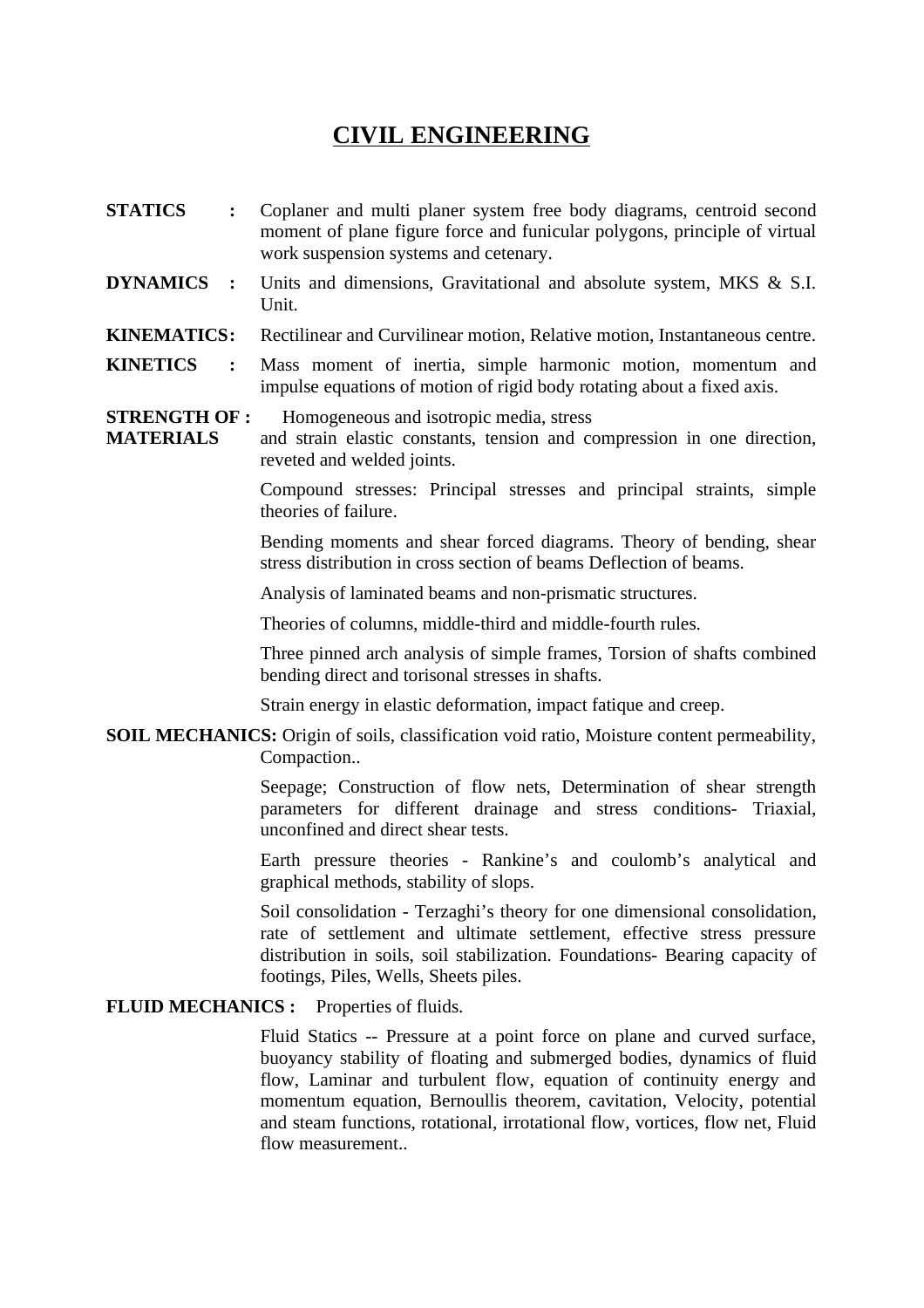# CIVIL ENGINEERING

**STATICS :** Coplaner and multi planer system free body diagrams, centroid second moment of plane figure force and funicular polygons, principle of virtual work suspension systems and cetenary.

**DYNAMICS :** Units and dimensions, Gravitational and absolute system, MKS & S.I. Unit.

**KINEMATICS:** Rectilinear and Curvilinear motion, Relative motion, Instantaneous centre.

**KINETICS :** Mass moment of inertia, simple harmonic motion, momentum and impulse equations of motion of rigid body rotating about a fixed axis.

**STRENGTH OF : MATERIALS** Homogeneous and isotropic media, stress and strain elastic constants, tension and compression in one direction, reveted and welded joints.

Compound stresses: Principal stresses and principal straints, simple theories of failure.

Bending moments and shear forced diagrams. Theory of bending, shear stress distribution in cross section of beams Deflection of beams.

Analysis of laminated beams and non-prismatic structures.

Theories of columns, middle-third and middle-fourth rules.

Three pinned arch analysis of simple frames, Torsion of shafts combined bending direct and torisonal stresses in shafts.

Strain energy in elastic deformation, impact fatique and creep.

**SOIL MECHANICS:** Origin of soils, classification void ratio, Moisture content permeability, Compaction..

Seepage; Construction of flow nets, Determination of shear strength parameters for different drainage and stress conditions- Triaxial, unconfined and direct shear tests.

Earth pressure theories - Rankine's and coulomb's analytical and graphical methods, stability of slops.

Soil consolidation - Terzaghi's theory for one dimensional consolidation, rate of settlement and ultimate settlement, effective stress pressure distribution in soils, soil stabilization. Foundations- Bearing capacity of footings, Piles, Wells, Sheets piles.

**FLUID MECHANICS :** Properties of fluids.

Fluid Statics -- Pressure at a point force on plane and curved surface, buoyancy stability of floating and submerged bodies, dynamics of fluid flow, Laminar and turbulent flow, equation of continuity energy and momentum equation, Bernoullis theorem, cavitation, Velocity, potential and steam functions, rotational, irrotational flow, vortices, flow net, Fluid flow measurement..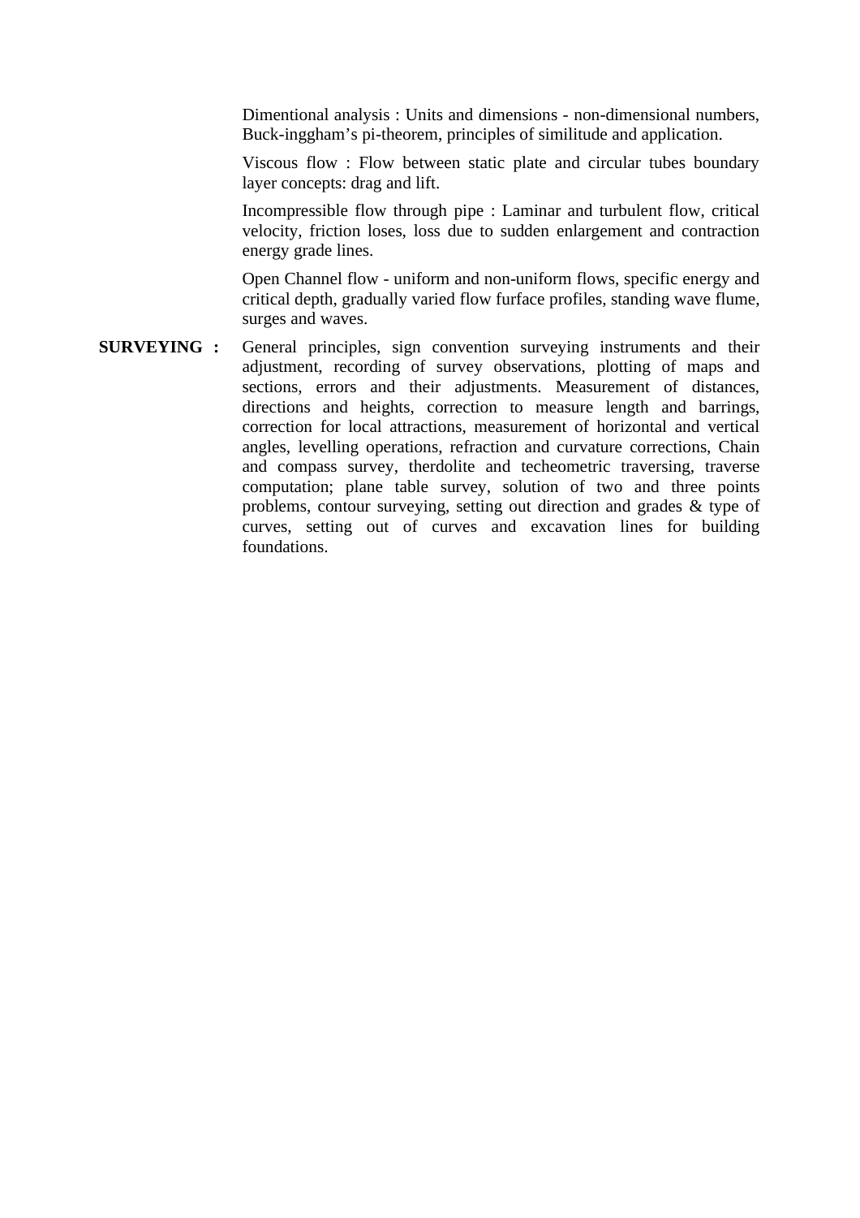Dimentional analysis : Units and dimensions - non-dimensional numbers, Buck-inggham's pi-theorem, principles of similitude and application.

Viscous flow : Flow between static plate and circular tubes boundary layer concepts: drag and lift.

Incompressible flow through pipe : Laminar and turbulent flow, critical velocity, friction loses, loss due to sudden enlargement and contraction energy grade lines.

Open Channel flow - uniform and non-uniform flows, specific energy and critical depth, gradually varied flow furface profiles, standing wave flume, surges and waves.

**SURVEYING :** General principles, sign convention surveying instruments and their adjustment, recording of survey observations, plotting of maps and sections, errors and their adjustments. Measurement of distances, directions and heights, correction to measure length and barrings, correction for local attractions, measurement of horizontal and vertical angles, levelling operations, refraction and curvature corrections, Chain and compass survey, therdolite and techeometric traversing, traverse computation; plane table survey, solution of two and three points problems, contour surveying, setting out direction and grades & type of curves, setting out of curves and excavation lines for building foundations.